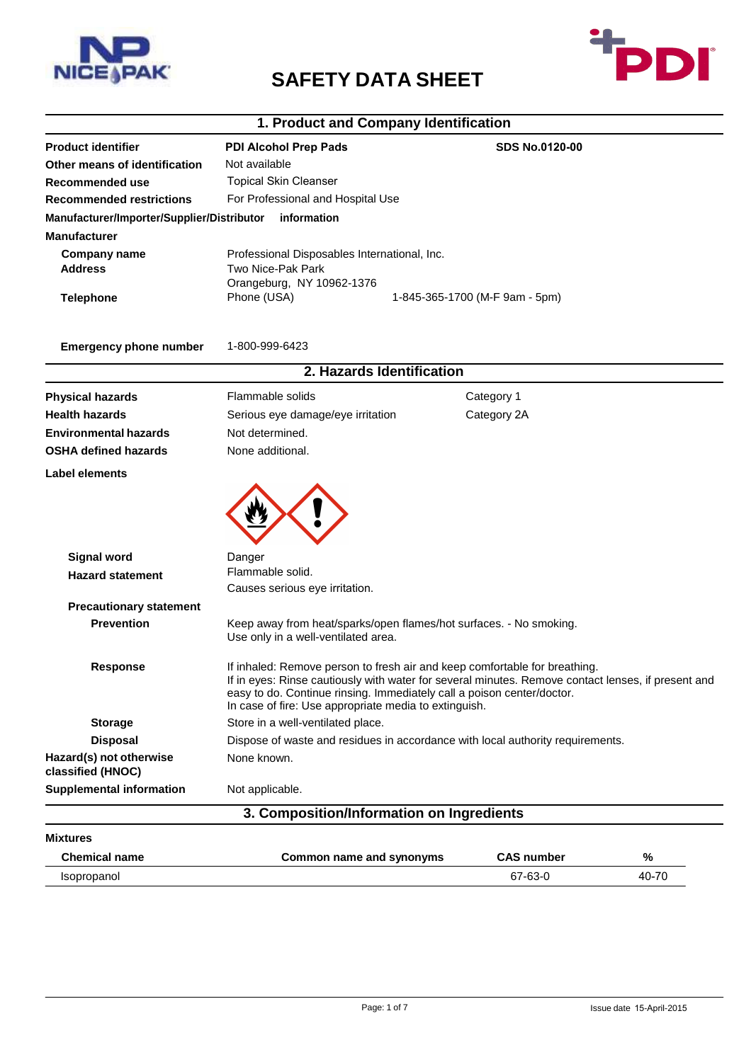# SAFETY DATA SHEET

## 1. Product and Company Identification

| | | |
|---|---|---|
| **Product identifier** | **PDI Alcohol Prep Pads** | **SDS No.0120-00** |
| **Other means of identification** | Not available | |
| **Recommended use** | Topical Skin Cleanser | |
| **Recommended restrictions** | For Professional and Hospital Use | |

**Manufacturer/Importer/Supplier/Distributor information**

**Manufacturer**

| | | |
|---|---|---|
| **Company name** | Professional Disposables International, Inc. | |
| **Address** | Two Nice-Pak Park<br>Orangeburg, NY 10962-1376 | |
| **Telephone** | Phone (USA) | 1-845-365-1700 (M-F 9am - 5pm) |
| **Emergency phone number** | 1-800-999-6423 | |

## 2. Hazards Identification

| | | |
|---|---|---|
| **Physical hazards** | Flammable solids | Category 1 |
| **Health hazards** | Serious eye damage/eye irritation | Category 2A |
| **Environmental hazards** | Not determined. | |
| **OSHA defined hazards** | None additional. | |

**Label elements**

**Signal word** Danger

**Hazard statement** Flammable solid.
Causes serious eye irritation.

**Precautionary statement**

**Prevention** Keep away from heat/sparks/open flames/hot surfaces. - No smoking.
Use only in a well-ventilated area.

**Response** If inhaled: Remove person to fresh air and keep comfortable for breathing.
If in eyes: Rinse cautiously with water for several minutes. Remove contact lenses, if present and easy to do. Continue rinsing. Immediately call a poison center/doctor.
In case of fire: Use appropriate media to extinguish.

**Storage** Store in a well-ventilated place.

**Disposal** Dispose of waste and residues in accordance with local authority requirements.

**Hazard(s) not otherwise classified (HNOC)** None known.

**Supplemental information** Not applicable.

## 3. Composition/Information on Ingredients

**Mixtures**

| Chemical name | Common name and synonyms | CAS number | % |
|---|---|---|---|
| Isopropanol | | 67-63-0 | 40-70 |

Issue date 15-April-2015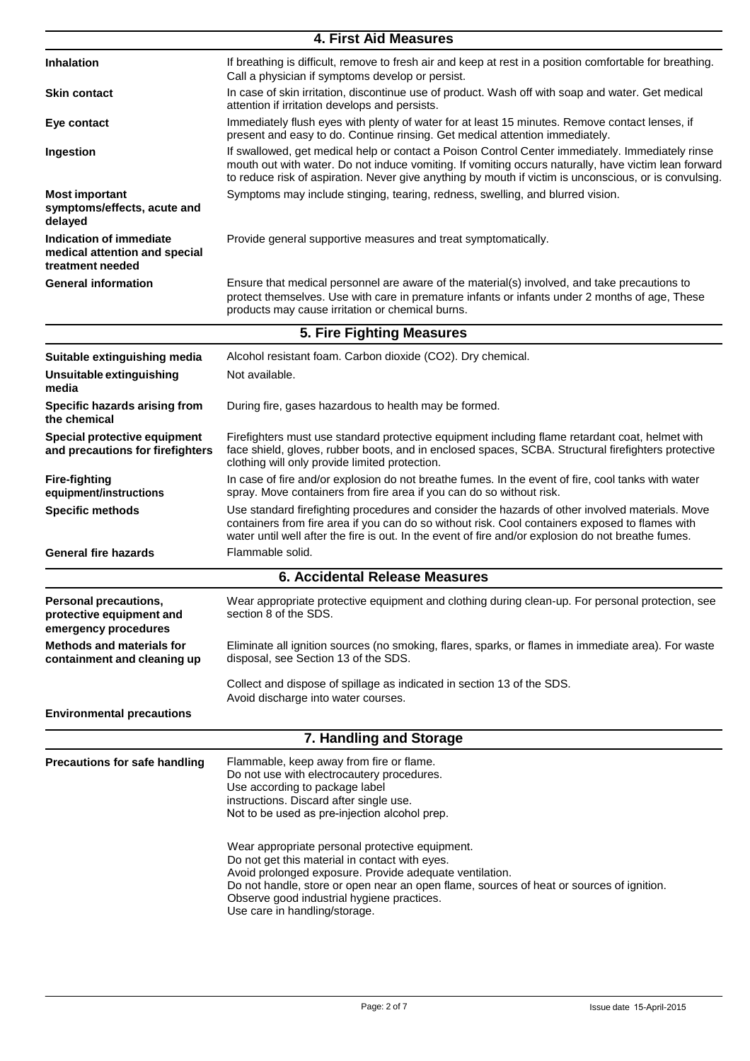## 4. First Aid Measures

| | |
|---|---|
| **Inhalation** | If breathing is difficult, remove to fresh air and keep at rest in a position comfortable for breathing. Call a physician if symptoms develop or persist. |
| **Skin contact** | In case of skin irritation, discontinue use of product. Wash off with soap and water. Get medical attention if irritation develops and persists. |
| **Eye contact** | Immediately flush eyes with plenty of water for at least 15 minutes. Remove contact lenses, if present and easy to do. Continue rinsing. Get medical attention immediately. |
| **Ingestion** | If swallowed, get medical help or contact a Poison Control Center immediately. Immediately rinse mouth out with water. Do not induce vomiting. If vomiting occurs naturally, have victim lean forward to reduce risk of aspiration. Never give anything by mouth if victim is unconscious, or is convulsing. |
| **Most important symptoms/effects, acute and delayed** | Symptoms may include stinging, tearing, redness, swelling, and blurred vision. |
| **Indication of immediate medical attention and special treatment needed** | Provide general supportive measures and treat symptomatically. |
| **General information** | Ensure that medical personnel are aware of the material(s) involved, and take precautions to protect themselves. Use with care in premature infants or infants under 2 months of age, These products may cause irritation or chemical burns. |

## 5. Fire Fighting Measures

| | |
|---|---|
| **Suitable extinguishing media** | Alcohol resistant foam. Carbon dioxide ($CO_2$). Dry chemical. |
| **Unsuitable extinguishing media** | Not available. |
| **Specific hazards arising from the chemical** | During fire, gases hazardous to health may be formed. |
| **Special protective equipment and precautions for firefighters** | Firefighters must use standard protective equipment including flame retardant coat, helmet with face shield, gloves, rubber boots, and in enclosed spaces, SCBA. Structural firefighters protective clothing will only provide limited protection. |
| **Fire-fighting equipment/instructions** | In case of fire and/or explosion do not breathe fumes. In the event of fire, cool tanks with water spray. Move containers from fire area if you can do so without risk. |
| **Specific methods** | Use standard firefighting procedures and consider the hazards of other involved materials. Move containers from fire area if you can do so without risk. Cool containers exposed to flames with water until well after the fire is out. In the event of fire and/or explosion do not breathe fumes. |
| **General fire hazards** | Flammable solid. |

## 6. Accidental Release Measures

| | |
|---|---|
| **Personal precautions, protective equipment and emergency procedures** | Wear appropriate protective equipment and clothing during clean-up. For personal protection, see section 8 of the SDS. |
| **Methods and materials for containment and cleaning up** | Eliminate all ignition sources (no smoking, flares, sparks, or flames in immediate area). For waste disposal, see Section 13 of the SDS.<br><br>Collect and dispose of spillage as indicated in section 13 of the SDS.<br>Avoid discharge into water courses. |
| **Environmental precautions** | |

## 7. Handling and Storage

**Precautions for safe handling**

Flammable, keep away from fire or flame.
Do not use with electrocautery procedures.
Use according to package label
instructions. Discard after single use.
Not to be used as pre-injection alcohol prep.

Wear appropriate personal protective equipment.
Do not get this material in contact with eyes.
Avoid prolonged exposure. Provide adequate ventilation.
Do not handle, store or open near an open flame, sources of heat or sources of ignition.
Observe good industrial hygiene practices.
Use care in handling/storage.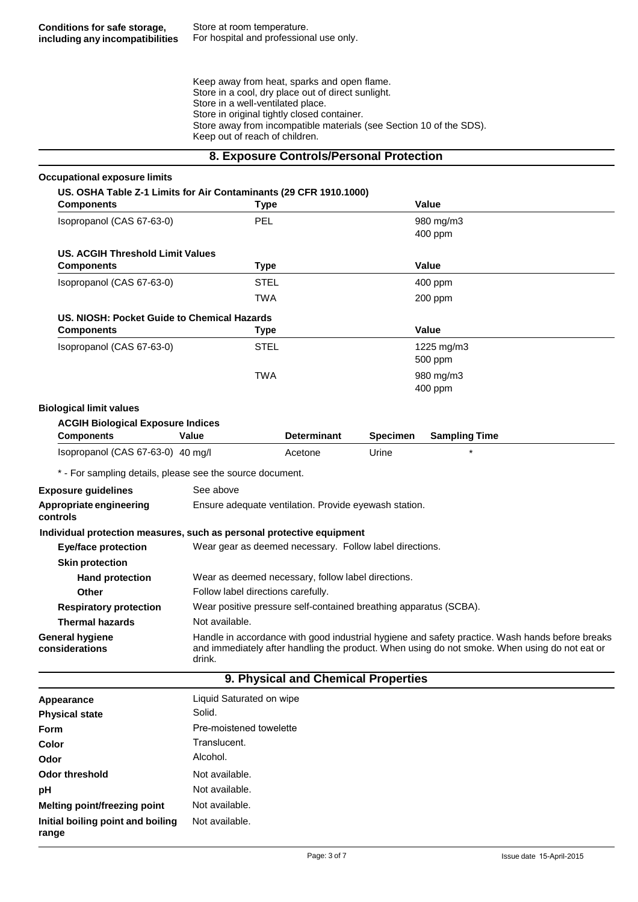**Conditions for safe storage, including any incompatibilities**

Store at room temperature.
For hospital and professional use only.

Keep away from heat, sparks and open flame.
Store in a cool, dry place out of direct sunlight.
Store in a well-ventilated place.
Store in original tightly closed container.
Store away from incompatible materials (see Section 10 of the SDS).
Keep out of reach of children.

## 8. Exposure Controls/Personal Protection

**Occupational exposure limits**

**US. OSHA Table Z-1 Limits for Air Contaminants (29 CFR 1910.1000)**

| Components | Type | Value |
|---|---|---|
| Isopropanol (CAS 67-63-0) | PEL | 980 mg/m3 |
| | | 400 ppm |

**US. ACGIH Threshold Limit Values**

| Components | Type | Value |
|---|---|---|
| Isopropanol (CAS 67-63-0) | STEL | 400 ppm |
| | TWA | 200 ppm |

**US. NIOSH: Pocket Guide to Chemical Hazards**

| Components | Type | Value |
|---|---|---|
| Isopropanol (CAS 67-63-0) | STEL | 1225 mg/m3 |
| | | 500 ppm |
| | TWA | 980 mg/m3 |
| | | 400 ppm |

**Biological limit values**

**ACGIH Biological Exposure Indices**

| Components | Value | Determinant | Specimen | Sampling Time |
|---|---|---|---|---|
| Isopropanol (CAS 67-63-0) | 40 mg/l | Acetone | Urine | * |

* - For sampling details, please see the source document.

**Exposure guidelines** See above

**Appropriate engineering controls** Ensure adequate ventilation. Provide eyewash station.

**Individual protection measures, such as personal protective equipment**

**Eye/face protection** Wear gear as deemed necessary. Follow label directions.

**Skin protection**

**Hand protection** Wear as deemed necessary, follow label directions.

**Other** Follow label directions carefully.

**Respiratory protection** Wear positive pressure self-contained breathing apparatus (SCBA).

**Thermal hazards** Not available.

**General hygiene considerations** Handle in accordance with good industrial hygiene and safety practice. Wash hands before breaks and immediately after handling the product. When using do not smoke. When using do not eat or drink.

## 9. Physical and Chemical Properties

| | |
|---|---|
| **Appearance** | Liquid Saturated on wipe |
| **Physical state** | Solid. |
| **Form** | Pre-moistened towelette |
| **Color** | Translucent. |
| **Odor** | Alcohol. |
| **Odor threshold** | Not available. |
| **pH** | Not available. |
| **Melting point/freezing point** | Not available. |
| **Initial boiling point and boiling range** | Not available. |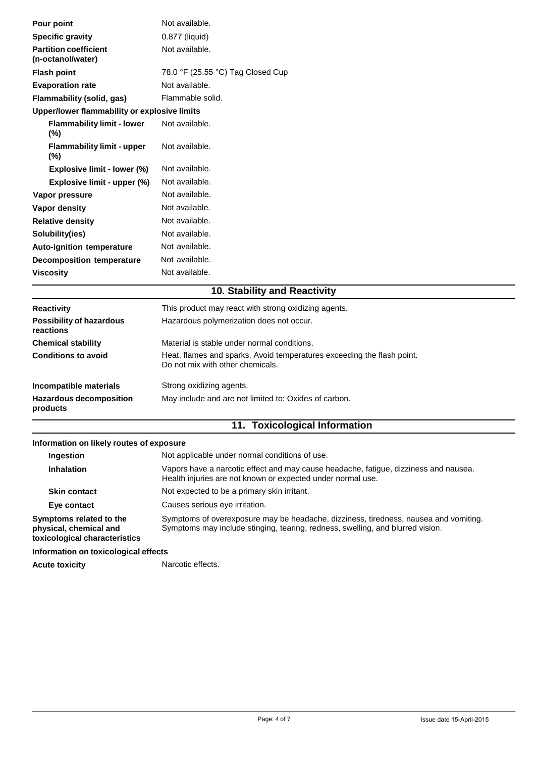| | |
|---|---|
| **Pour point** | Not available. |
| **Specific gravity** | 0.877 (liquid) |
| **Partition coefficient (n-octanol/water)** | Not available. |
| **Flash point** | 78.0 °F (25.55 °C) Tag Closed Cup |
| **Evaporation rate** | Not available. |
| **Flammability (solid, gas)** | Flammable solid. |
| **Upper/lower flammability or explosive limits** | |
| **Flammability limit - lower (%)** | Not available. |
| **Flammability limit - upper (%)** | Not available. |
| **Explosive limit - lower (%)** | Not available. |
| **Explosive limit - upper (%)** | Not available. |
| **Vapor pressure** | Not available. |
| **Vapor density** | Not available. |
| **Relative density** | Not available. |
| **Solubility(ies)** | Not available. |
| **Auto-ignition temperature** | Not available. |
| **Decomposition temperature** | Not available. |
| **Viscosity** | Not available. |

## 10. Stability and Reactivity

| | |
|---|---|
| **Reactivity** | This product may react with strong oxidizing agents. |
| **Possibility of hazardous reactions** | Hazardous polymerization does not occur. |
| **Chemical stability** | Material is stable under normal conditions. |
| **Conditions to avoid** | Heat, flames and sparks. Avoid temperatures exceeding the flash point. Do not mix with other chemicals. |
| **Incompatible materials** | Strong oxidizing agents. |
| **Hazardous decomposition products** | May include and are not limited to: Oxides of carbon. |

## 11. Toxicological Information

**Information on likely routes of exposure**

| | |
|---|---|
| **Ingestion** | Not applicable under normal conditions of use. |
| **Inhalation** | Vapors have a narcotic effect and may cause headache, fatigue, dizziness and nausea. Health injuries are not known or expected under normal use. |
| **Skin contact** | Not expected to be a primary skin irritant. |
| **Eye contact** | Causes serious eye irritation. |
| **Symptoms related to the physical, chemical and toxicological characteristics** | Symptoms of overexposure may be headache, dizziness, tiredness, nausea and vomiting. Symptoms may include stinging, tearing, redness, swelling, and blurred vision. |

**Information on toxicological effects**

| | |
|---|---|
| **Acute toxicity** | Narcotic effects. |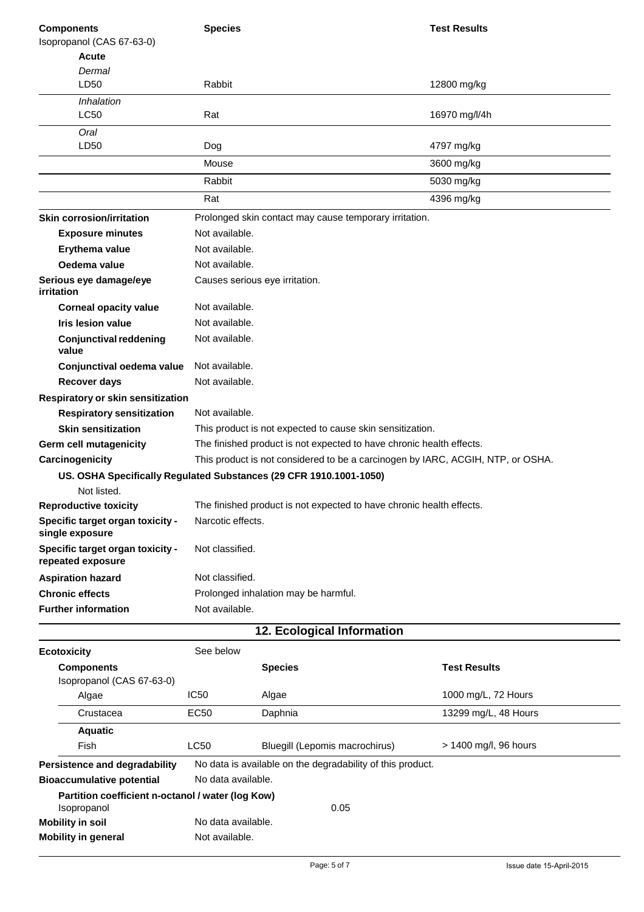| Components | Species | Test Results |
| --- | --- | --- |
| Isopropanol (CAS 67-63-0) | | |
| **Acute** | | |
| *Dermal* | | |
| LD50 | Rabbit | 12800 mg/kg |
| *Inhalation* | | |
| LC50 | Rat | 16970 mg/l/4h |
| *Oral* | | |
| LD50 | Dog | 4797 mg/kg |
| | Mouse | 3600 mg/kg |
| | Rabbit | 5030 mg/kg |
| | Rat | 4396 mg/kg |

**Skin corrosion/irritation**: Prolonged skin contact may cause temporary irritation.

- **Exposure minutes**: Not available.
- **Erythema value**: Not available.
- **Oedema value**: Not available.

**Serious eye damage/eye irritation**: Causes serious eye irritation.

- **Corneal opacity value**: Not available.
- **Iris lesion value**: Not available.
- **Conjunctival reddening value**: Not available.
- **Conjunctival oedema value**: Not available.
- **Recover days**: Not available.

**Respiratory or skin sensitization**

- **Respiratory sensitization**: Not available.
- **Skin sensitization**: This product is not expected to cause skin sensitization.

**Germ cell mutagenicity**: The finished product is not expected to have chronic health effects.

**Carcinogenicity**: This product is not considered to be a carcinogen by IARC, ACGIH, NTP, or OSHA.

**US. OSHA Specifically Regulated Substances (29 CFR 1910.1001-1050)**

Not listed.

**Reproductive toxicity**: The finished product is not expected to have chronic health effects.

**Specific target organ toxicity - single exposure**: Narcotic effects.

**Specific target organ toxicity - repeated exposure**: Not classified.

**Aspiration hazard**: Not classified.

**Chronic effects**: Prolonged inhalation may be harmful.

**Further information**: Not available.

## 12. Ecological Information

**Ecotoxicity**: See below

| Components | | Species | Test Results |
| --- | --- | --- | --- |
| Isopropanol (CAS 67-63-0) | | | |
| Algae | IC50 | Algae | 1000 mg/L, 72 Hours |
| Crustacea | EC50 | Daphnia | 13299 mg/L, 48 Hours |
| **Aquatic** | | | |
| Fish | LC50 | Bluegill (Lepomis macrochirus) | > 1400 mg/l, 96 hours |

**Persistence and degradability**: No data is available on the degradability of this product.

**Bioaccumulative potential**: No data available.

**Partition coefficient n-octanol / water (log Kow)**

Isopropanol: 0.05

**Mobility in soil**: No data available.

**Mobility in general**: Not available.

Issue date 15-April-2015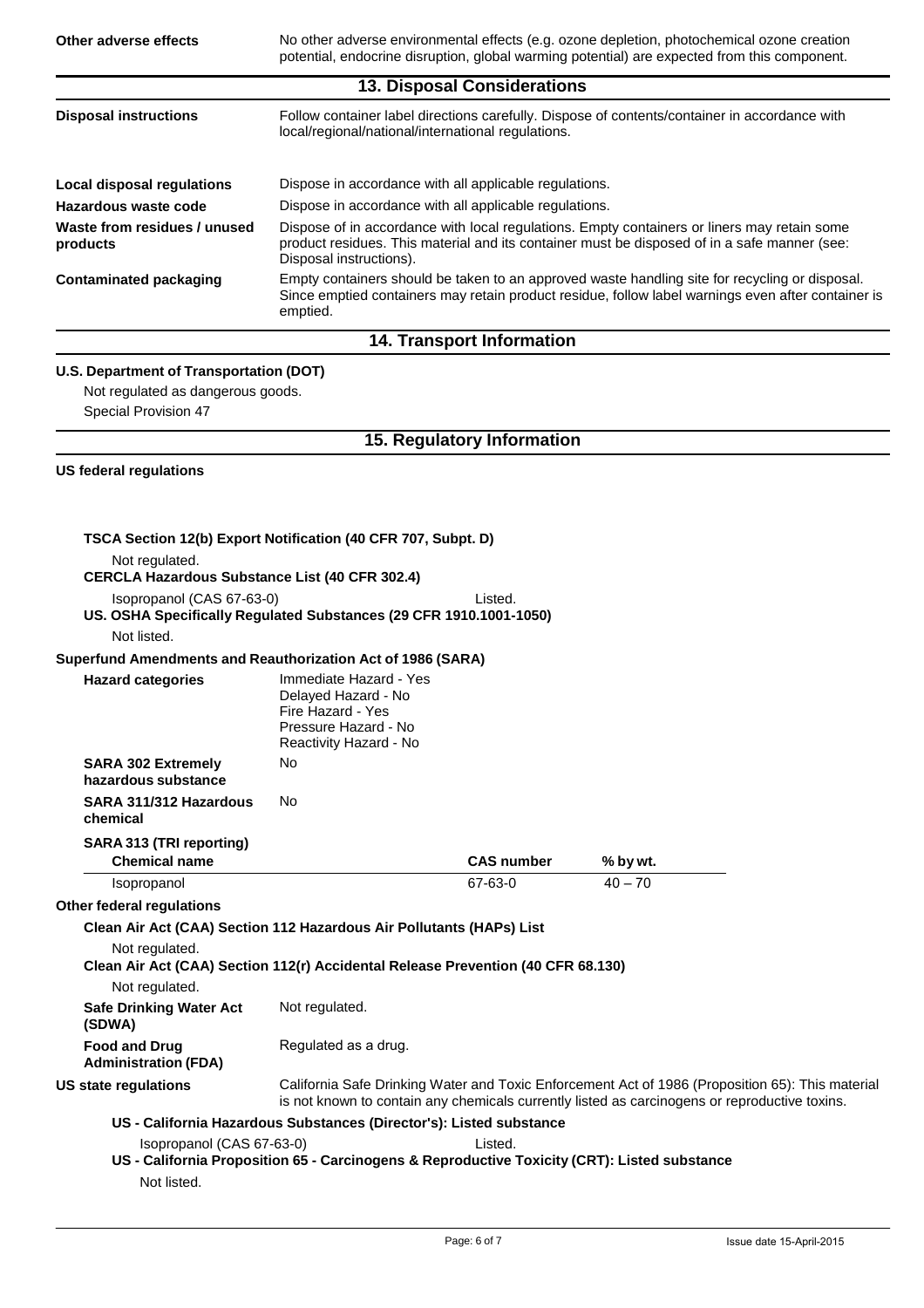| | |
|---|---|
| **Other adverse effects** | No other adverse environmental effects (e.g. ozone depletion, photochemical ozone creation potential, endocrine disruption, global warming potential) are expected from this component. |

## 13. Disposal Considerations

| | |
|---|---|
| **Disposal instructions** | Follow container label directions carefully. Dispose of contents/container in accordance with local/regional/national/international regulations. |
| **Local disposal regulations** | Dispose in accordance with all applicable regulations. |
| **Hazardous waste code** | Dispose in accordance with all applicable regulations. |
| **Waste from residues / unused products** | Dispose of in accordance with local regulations. Empty containers or liners may retain some product residues. This material and its container must be disposed of in a safe manner (see: Disposal instructions). |
| **Contaminated packaging** | Empty containers should be taken to an approved waste handling site for recycling or disposal. Since emptied containers may retain product residue, follow label warnings even after container is emptied. |

## 14. Transport Information

**U.S. Department of Transportation (DOT)**

Not regulated as dangerous goods.

Special Provision 47

## 15. Regulatory Information

**US federal regulations**

**TSCA Section 12(b) Export Notification (40 CFR 707, Subpt. D)**

Not regulated.

**CERCLA Hazardous Substance List (40 CFR 302.4)**

Isopropanol (CAS 67-63-0) Listed.

**US. OSHA Specifically Regulated Substances (29 CFR 1910.1001-1050)**

Not listed.

**Superfund Amendments and Reauthorization Act of 1986 (SARA)**

| | |
|---|---|
| **Hazard categories** | Immediate Hazard - Yes<br>Delayed Hazard - No<br>Fire Hazard - Yes<br>Pressure Hazard - No<br>Reactivity Hazard - No |
| **SARA 302 Extremely hazardous substance** | No |
| **SARA 311/312 Hazardous chemical** | No |

**SARA 313 (TRI reporting)**

| Chemical name | CAS number | % by wt. |
|---|---|---|
| Isopropanol | 67-63-0 | 40 – 70 |

**Other federal regulations**

**Clean Air Act (CAA) Section 112 Hazardous Air Pollutants (HAPs) List**

Not regulated.

**Clean Air Act (CAA) Section 112(r) Accidental Release Prevention (40 CFR 68.130)**

Not regulated.

| | |
|---|---|
| **Safe Drinking Water Act (SDWA)** | Not regulated. |
| **Food and Drug Administration (FDA)** | Regulated as a drug. |
| **US state regulations** | California Safe Drinking Water and Toxic Enforcement Act of 1986 (Proposition 65): This material is not known to contain any chemicals currently listed as carcinogens or reproductive toxins. |

**US - California Hazardous Substances (Director's): Listed substance**

Isopropanol (CAS 67-63-0) Listed.

**US - California Proposition 65 - Carcinogens & Reproductive Toxicity (CRT): Listed substance**

Not listed.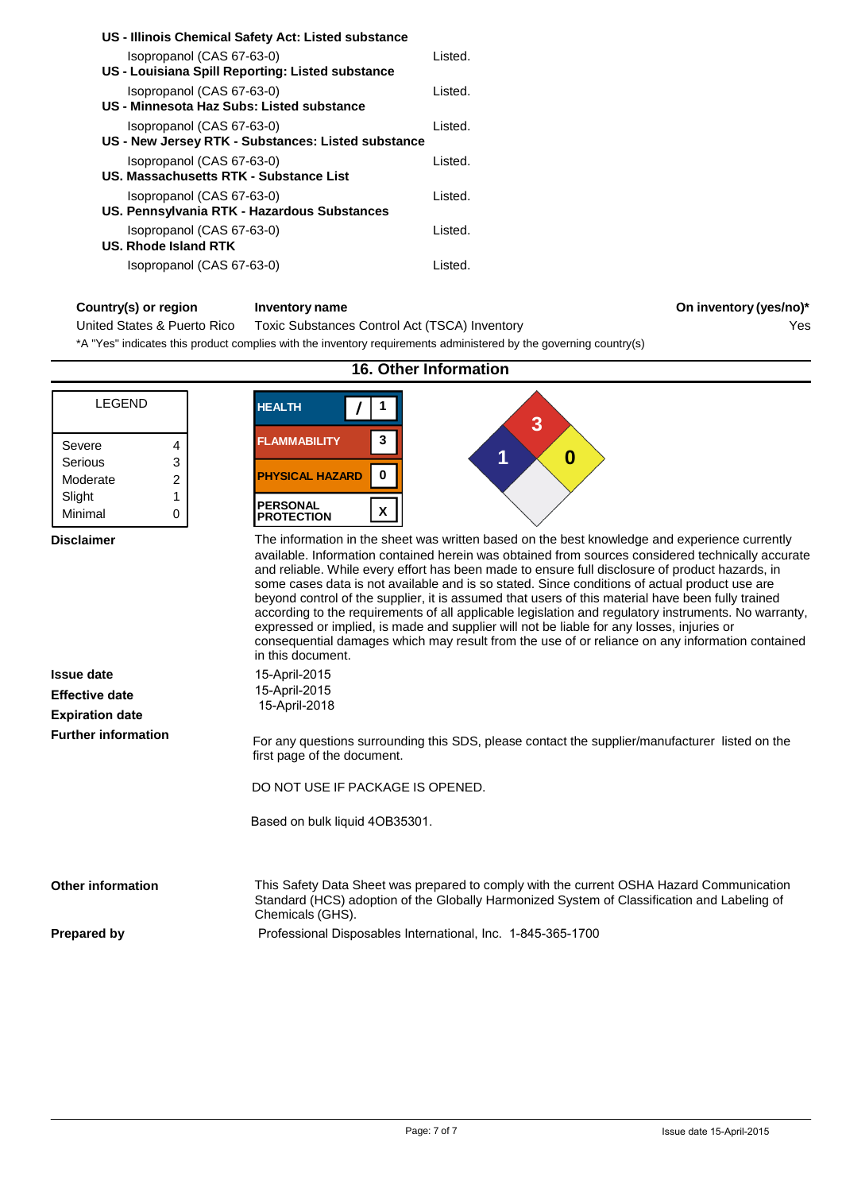**US - Illinois Chemical Safety Act: Listed substance**

| | |
|---|---|
| Isopropanol (CAS 67-63-0) | Listed. |

**US - Louisiana Spill Reporting: Listed substance**

| | |
|---|---|
| Isopropanol (CAS 67-63-0) | Listed. |

**US - Minnesota Haz Subs: Listed substance**

| | |
|---|---|
| Isopropanol (CAS 67-63-0) | Listed. |

**US - New Jersey RTK - Substances: Listed substance**

| | |
|---|---|
| Isopropanol (CAS 67-63-0) | Listed. |

**US. Massachusetts RTK - Substance List**

| | |
|---|---|
| Isopropanol (CAS 67-63-0) | Listed. |

**US. Pennsylvania RTK - Hazardous Substances**

| | |
|---|---|
| Isopropanol (CAS 67-63-0) | Listed. |

**US. Rhode Island RTK**

| | |
|---|---|
| Isopropanol (CAS 67-63-0) | Listed. |

| Country(s) or region | Inventory name | On inventory (yes/no)* |
|---|---|---|
| United States & Puerto Rico | Toxic Substances Control Act (TSCA) Inventory | Yes |

*A "Yes" indicates this product complies with the inventory requirements administered by the governing country(s)

## 16. Other Information

| LEGEND | |
|---|---|
| Severe | 4 |
| Serious | 3 |
| Moderate | 2 |
| Slight | 1 |
| Minimal | 0 |

| | |
|---|---|
| HEALTH | / 1 |
| FLAMMABILITY | 3 |
| PHYSICAL HAZARD | 0 |
| PERSONAL PROTECTION | X |

3

1 0

**Disclaimer**

The information in the sheet was written based on the best knowledge and experience currently available. Information contained herein was obtained from sources considered technically accurate and reliable. While every effort has been made to ensure full disclosure of product hazards, in some cases data is not available and is so stated. Since conditions of actual product use are beyond control of the supplier, it is assumed that users of this material have been fully trained according to the requirements of all applicable legislation and regulatory instruments. No warranty, expressed or implied, is made and supplier will not be liable for any losses, injuries or consequential damages which may result from the use of or reliance on any information contained in this document.

**Issue date** 15-April-2015

**Effective date** 15-April-2015

**Expiration date** 15-April-2018

**Further information**

For any questions surrounding this SDS, please contact the supplier/manufacturer listed on the first page of the document.

DO NOT USE IF PACKAGE IS OPENED.

Based on bulk liquid 4OB35301.

**Other information**

This Safety Data Sheet was prepared to comply with the current OSHA Hazard Communication Standard (HCS) adoption of the Globally Harmonized System of Classification and Labeling of Chemicals (GHS).

**Prepared by** Professional Disposables International, Inc. 1-845-365-1700